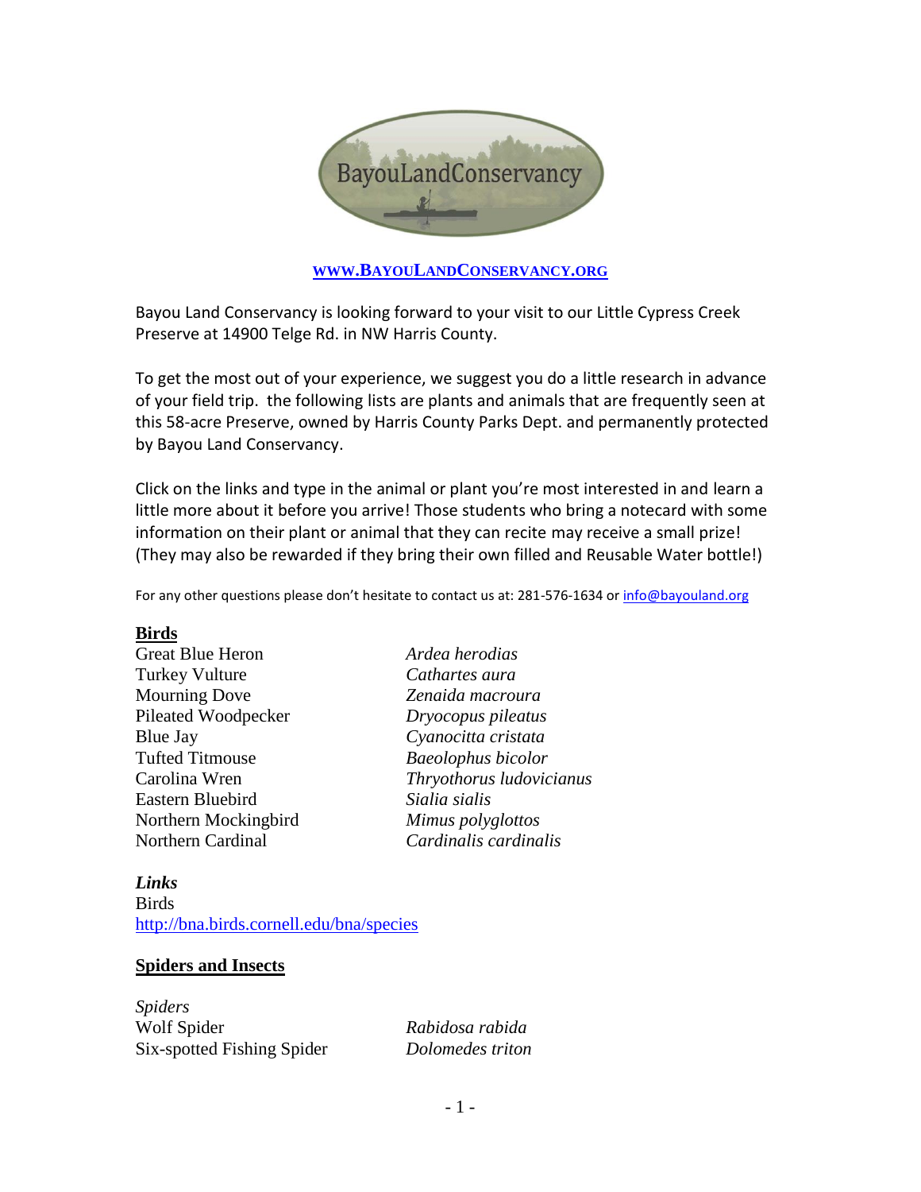BayouLandConservancy

**[WWW.BAYOULANDCONSERVANCY.ORG](http://www.bayoulandconservancy.org)**

Bayou Land Conservancy is looking forward to your visit to our Little Cypress Creek Preserve at 14900 Telge Rd. in NW Harris County.

To get the most out of your experience, we suggest you do a little research in advance of your field trip. the following lists are plants and animals that are frequently seen at this 58-acre Preserve, owned by Harris County Parks Dept. and permanently protected by Bayou Land Conservancy.

Click on the links and type in the animal or plant you're most interested in and learn a little more about it before you arrive! Those students who bring a notecard with some information on their plant or animal that they can recite may receive a small prize! (They may also be rewarded if they bring their own filled and Reusable Water bottle!)

For any other questions please don't hesitate to contact us at: 281-576-1634 or info@bayouland.org

## Birds

| | |
|---|---|
| Great Blue Heron | *Ardea herodias* |
| Turkey Vulture | *Cathartes aura* |
| Mourning Dove | *Zenaida macroura* |
| Pileated Woodpecker | *Dryocopus pileatus* |
| Blue Jay | *Cyanocitta cristata* |
| Tufted Titmouse | *Baeolophus bicolor* |
| Carolina Wren | *Thryothorus ludovicianus* |
| Eastern Bluebird | *Sialia sialis* |
| Northern Mockingbird | *Mimus polyglottos* |
| Northern Cardinal | *Cardinalis cardinalis* |

***Links***

Birds
http://bna.birds.cornell.edu/bna/species

## Spiders and Insects

*Spiders*

| | |
|---|---|
| Wolf Spider | *Rabidosa rabida* |
| Six-spotted Fishing Spider | *Dolomedes triton* |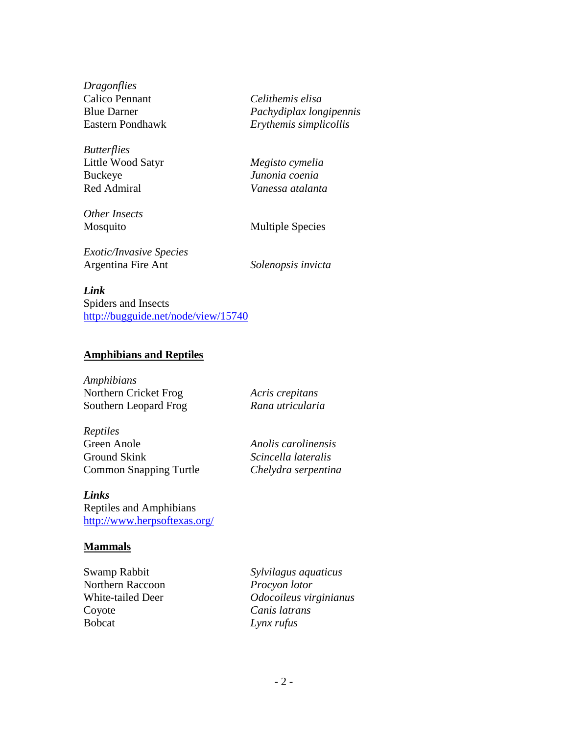*Dragonflies*

| | |
|---|---|
| Calico Pennant | *Celithemis elisa* |
| Blue Darner | *Pachydiplax longipennis* |
| Eastern Pondhawk | *Erythemis simplicollis* |

*Butterflies*

| | |
|---|---|
| Little Wood Satyr | *Megisto cymelia* |
| Buckeye | *Junonia coenia* |
| Red Admiral | *Vanessa atalanta* |

*Other Insects*

| | |
|---|---|
| Mosquito | Multiple Species |

*Exotic/Invasive Species*

| | |
|---|---|
| Argentina Fire Ant | *Solenopsis invicta* |

***Link***

Spiders and Insects
http://bugguide.net/node/view/15740

## Amphibians and Reptiles

*Amphibians*

| | |
|---|---|
| Northern Cricket Frog | *Acris crepitans* |
| Southern Leopard Frog | *Rana utricularia* |

*Reptiles*

| | |
|---|---|
| Green Anole | *Anolis carolinensis* |
| Ground Skink | *Scincella lateralis* |
| Common Snapping Turtle | *Chelydra serpentina* |

***Links***

Reptiles and Amphibians
http://www.herpsoftexas.org/

## Mammals

| | |
|---|---|
| Swamp Rabbit | *Sylvilagus aquaticus* |
| Northern Raccoon | *Procyon lotor* |
| White-tailed Deer | *Odocoileus virginianus* |
| Coyote | *Canis latrans* |
| Bobcat | *Lynx rufus* |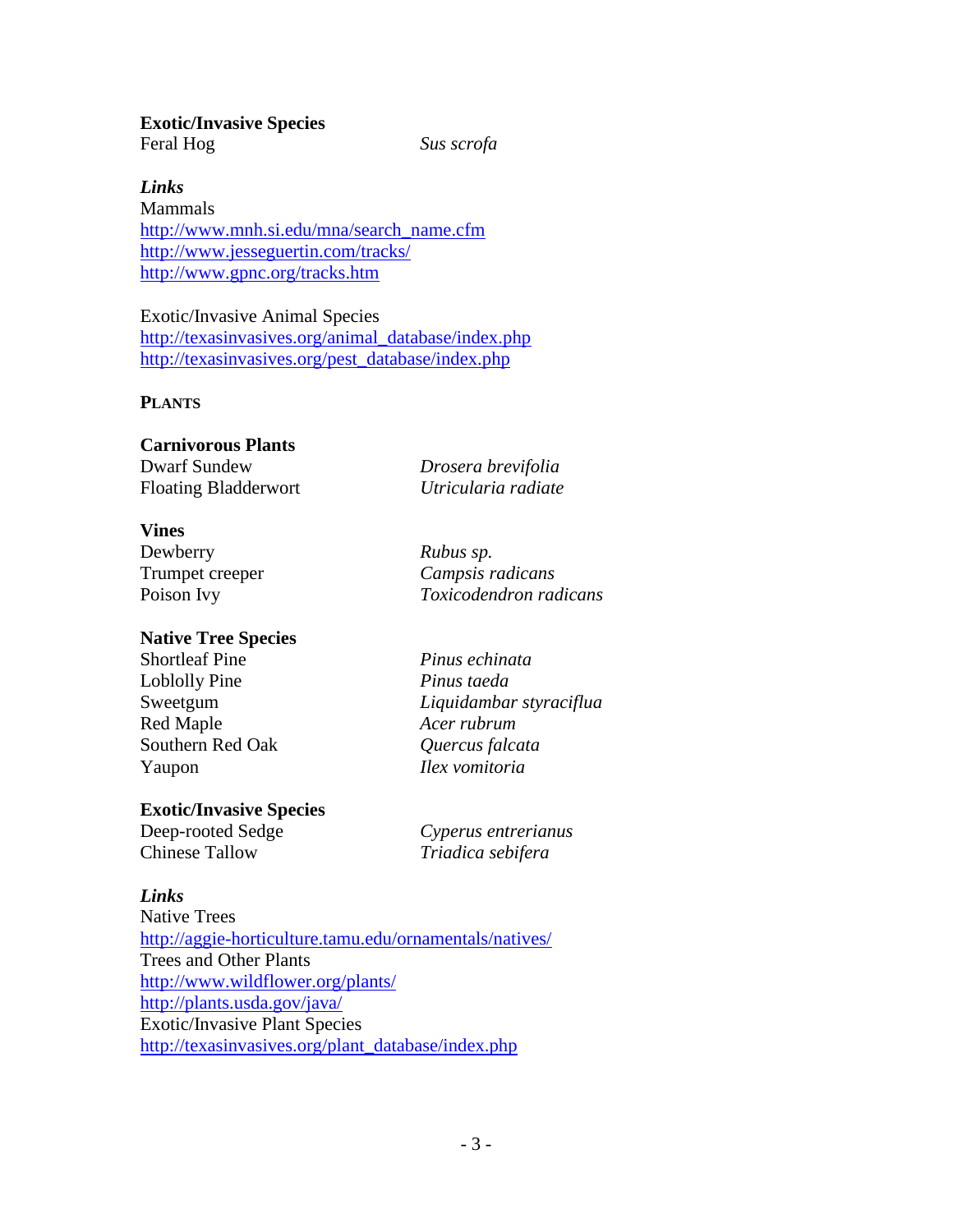**Exotic/Invasive Species**

Feral Hog *Sus scrofa*

***Links***

Mammals

http://www.mnh.si.edu/mna/search_name.cfm
http://www.jesseguertin.com/tracks/
http://www.gpnc.org/tracks.htm

Exotic/Invasive Animal Species

http://texasinvasives.org/animal_database/index.php
http://texasinvasives.org/pest_database/index.php

## PLANTS

**Carnivorous Plants**

| | |
|---|---|
| Dwarf Sundew | *Drosera brevifolia* |
| Floating Bladderwort | *Utricularia radiate* |

**Vines**

| | |
|---|---|
| Dewberry | *Rubus sp.* |
| Trumpet creeper | *Campsis radicans* |
| Poison Ivy | *Toxicodendron radicans* |

**Native Tree Species**

| | |
|---|---|
| Shortleaf Pine | *Pinus echinata* |
| Loblolly Pine | *Pinus taeda* |
| Sweetgum | *Liquidambar styraciflua* |
| Red Maple | *Acer rubrum* |
| Southern Red Oak | *Quercus falcata* |
| Yaupon | *Ilex vomitoria* |

**Exotic/Invasive Species**

| | |
|---|---|
| Deep-rooted Sedge | *Cyperus entrerianus* |
| Chinese Tallow | *Triadica sebifera* |

***Links***

Native Trees

http://aggie-horticulture.tamu.edu/ornamentals/natives/

Trees and Other Plants

http://www.wildflower.org/plants/
http://plants.usda.gov/java/

Exotic/Invasive Plant Species

http://texasinvasives.org/plant_database/index.php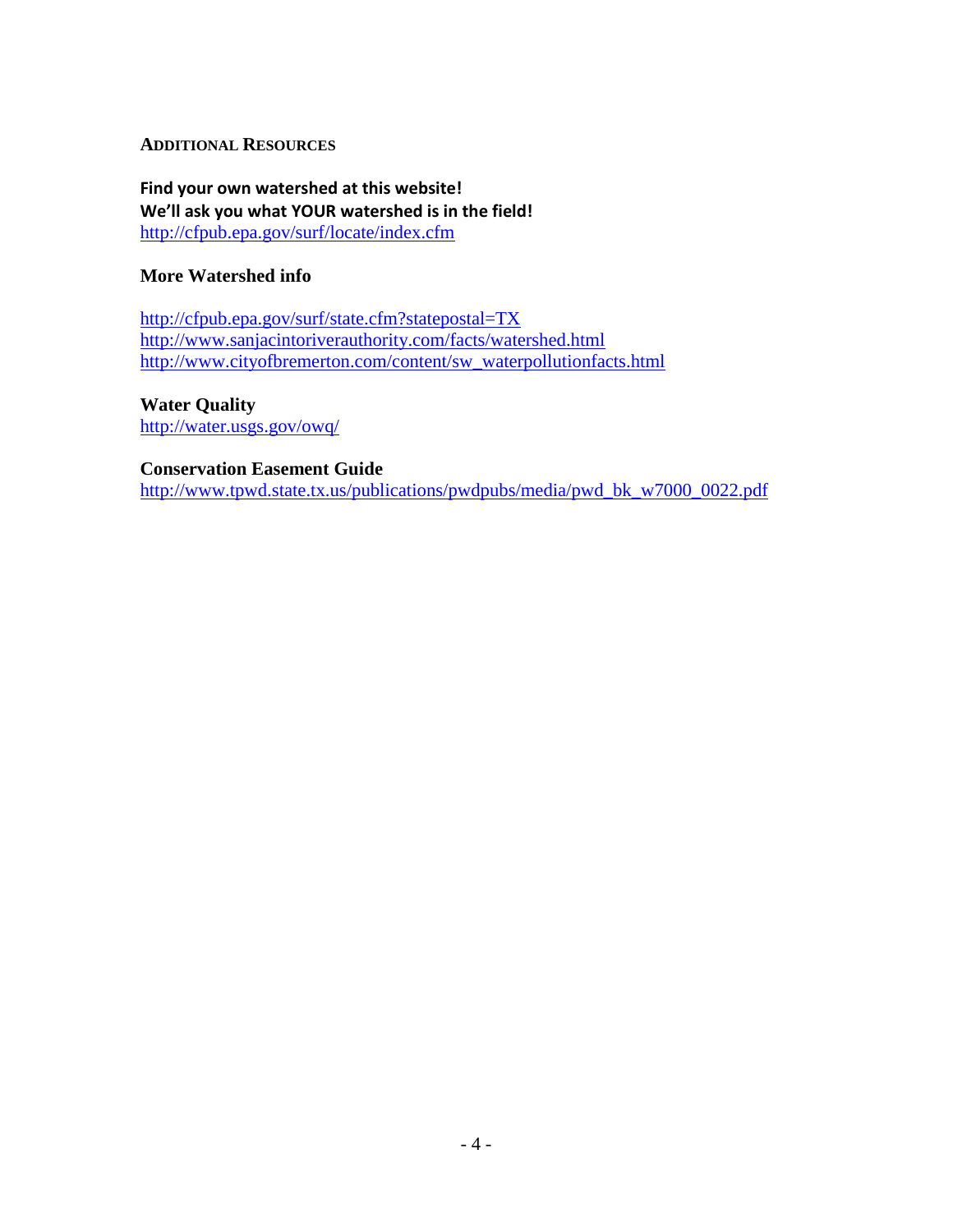## ADDITIONAL RESOURCES

**Find your own watershed at this website!**
**We'll ask you what YOUR watershed is in the field!**
http://cfpub.epa.gov/surf/locate/index.cfm

### More Watershed info

http://cfpub.epa.gov/surf/state.cfm?statepostal=TX
http://www.sanjacintoriverauthority.com/facts/watershed.html
http://www.cityofbremerton.com/content/sw_waterpollutionfacts.html

### Water Quality

http://water.usgs.gov/owq/

### Conservation Easement Guide

http://www.tpwd.state.tx.us/publications/pwdpubs/media/pwd_bk_w7000_0022.pdf